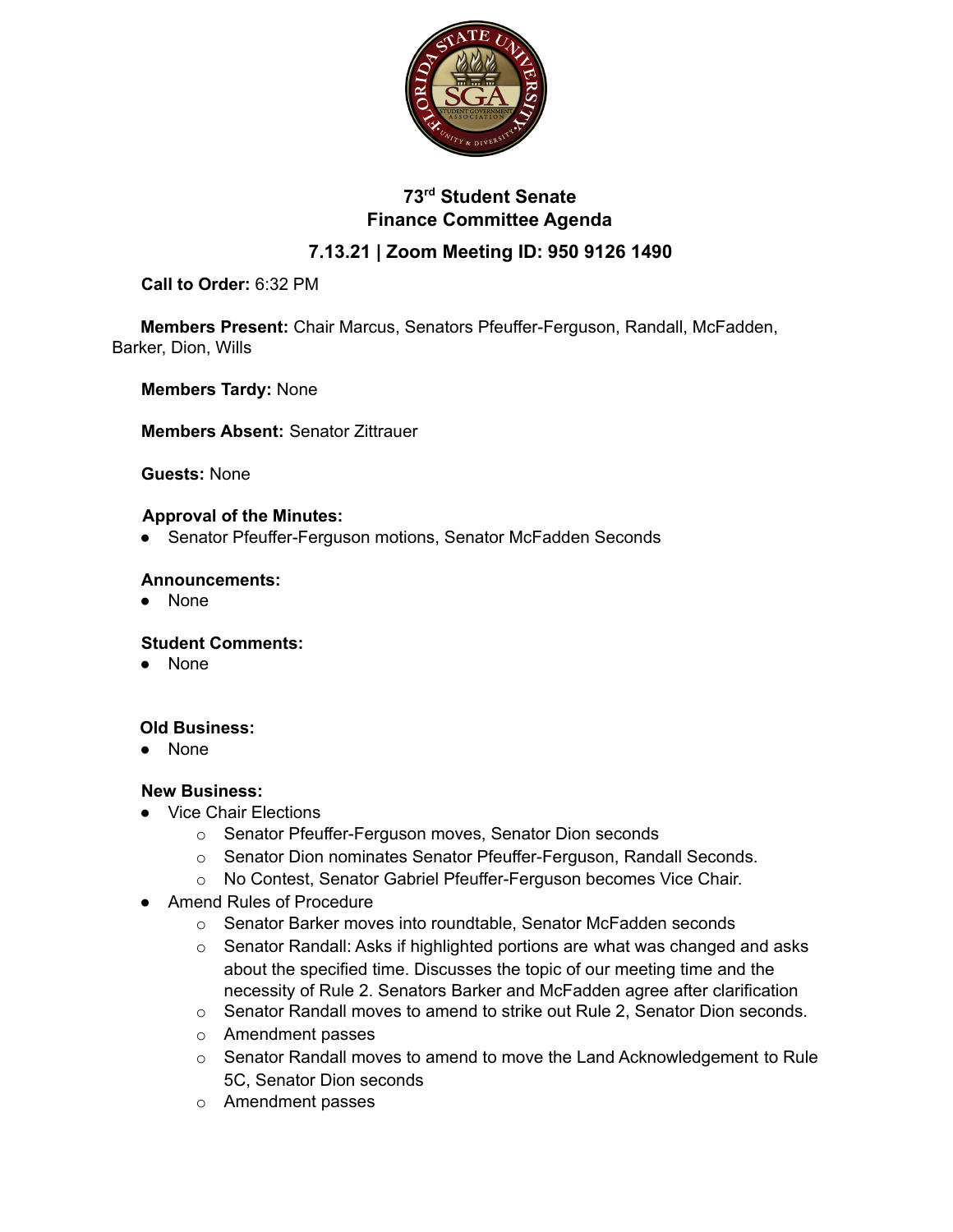# 73rd Student Senate
## Finance Committee Agenda
### 7.13.21 | Zoom Meeting ID: 950 9126 1490

**Call to Order:** 6:32 PM

**Members Present:** Chair Marcus, Senators Pfeuffer-Ferguson, Randall, McFadden, Barker, Dion, Wills

**Members Tardy:** None

**Members Absent:** Senator Zittrauer

**Guests:** None

**Approval of the Minutes:**
- Senator Pfeuffer-Ferguson motions, Senator McFadden Seconds

**Announcements:**
- None

**Student Comments:**
- None

**Old Business:**
- None

**New Business:**
- Vice Chair Elections
  - Senator Pfeuffer-Ferguson moves, Senator Dion seconds
  - Senator Dion nominates Senator Pfeuffer-Ferguson, Randall Seconds.
  - No Contest, Senator Gabriel Pfeuffer-Ferguson becomes Vice Chair.
- Amend Rules of Procedure
  - Senator Barker moves into roundtable, Senator McFadden seconds
  - Senator Randall: Asks if highlighted portions are what was changed and asks about the specified time. Discusses the topic of our meeting time and the necessity of Rule 2. Senators Barker and McFadden agree after clarification
  - Senator Randall moves to amend to strike out Rule 2, Senator Dion seconds.
  - Amendment passes
  - Senator Randall moves to amend to move the Land Acknowledgement to Rule 5C, Senator Dion seconds
  - Amendment passes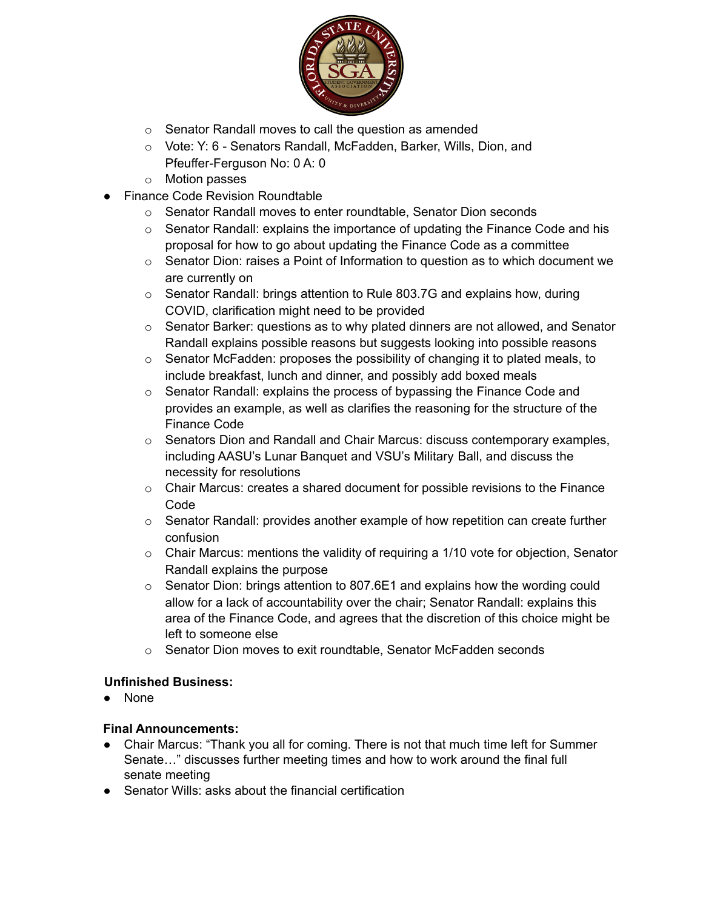- Senator Randall moves to call the question as amended
- Vote: Y: 6 - Senators Randall, McFadden, Barker, Wills, Dion, and Pfeuffer-Ferguson No: 0 A: 0
- Motion passes

- Finance Code Revision Roundtable
  - Senator Randall moves to enter roundtable, Senator Dion seconds
  - Senator Randall: explains the importance of updating the Finance Code and his proposal for how to go about updating the Finance Code as a committee
  - Senator Dion: raises a Point of Information to question as to which document we are currently on
  - Senator Randall: brings attention to Rule 803.7G and explains how, during COVID, clarification might need to be provided
  - Senator Barker: questions as to why plated dinners are not allowed, and Senator Randall explains possible reasons but suggests looking into possible reasons
  - Senator McFadden: proposes the possibility of changing it to plated meals, to include breakfast, lunch and dinner, and possibly add boxed meals
  - Senator Randall: explains the process of bypassing the Finance Code and provides an example, as well as clarifies the reasoning for the structure of the Finance Code
  - Senators Dion and Randall and Chair Marcus: discuss contemporary examples, including AASU's Lunar Banquet and VSU's Military Ball, and discuss the necessity for resolutions
  - Chair Marcus: creates a shared document for possible revisions to the Finance Code
  - Senator Randall: provides another example of how repetition can create further confusion
  - Chair Marcus: mentions the validity of requiring a 1/10 vote for objection, Senator Randall explains the purpose
  - Senator Dion: brings attention to 807.6E1 and explains how the wording could allow for a lack of accountability over the chair; Senator Randall: explains this area of the Finance Code, and agrees that the discretion of this choice might be left to someone else
  - Senator Dion moves to exit roundtable, Senator McFadden seconds

**Unfinished Business:**

- None

**Final Announcements:**

- Chair Marcus: "Thank you all for coming. There is not that much time left for Summer Senate…" discusses further meeting times and how to work around the final full senate meeting
- Senator Wills: asks about the financial certification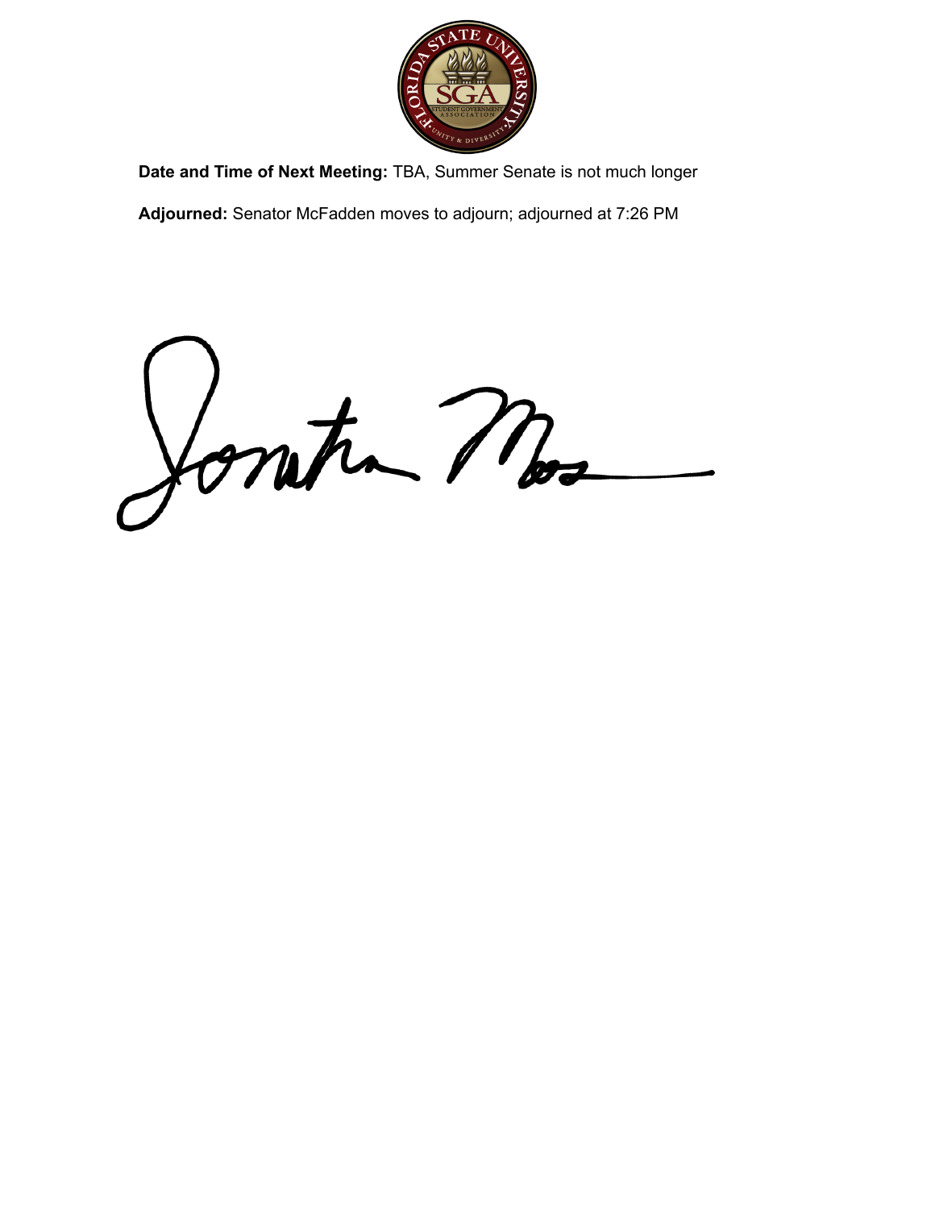**Date and Time of Next Meeting:** TBA, Summer Senate is not much longer

**Adjourned:** Senator McFadden moves to adjourn; adjourned at 7:26 PM